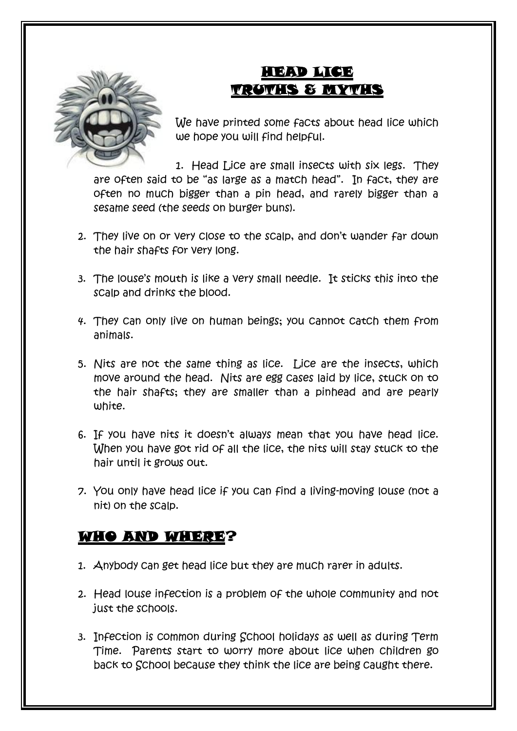# HEAD LICE
# TRUTHS & MYTHS

We have printed some facts about head lice which we hope you will find helpful.

1. Head Lice are small insects with six legs. They are often said to be "as large as a match head". In fact, they are often no much bigger than a pin head, and rarely bigger than a sesame seed (the seeds on burger buns).

2. They live on or very close to the scalp, and don't wander far down the hair shafts for very long.

3. The louse's mouth is like a very small needle. It sticks this into the scalp and drinks the blood.

4. They can only live on human beings; you cannot catch them from animals.

5. Nits are not the same thing as lice. Lice are the insects, which move around the head. Nits are egg cases laid by lice, stuck on to the hair shafts; they are smaller than a pinhead and are pearly white.

6. If you have nits it doesn't always mean that you have head lice. When you have got rid of all the lice, the nits will stay stuck to the hair until it grows out.

7. You only have head lice if you can find a living-moving louse (not a nit) on the scalp.

## WHO AND WHERE?

1. Anybody can get head lice but they are much rarer in adults.

2. Head louse infection is a problem of the whole community and not just the schools.

3. Infection is common during School holidays as well as during Term Time. Parents start to worry more about lice when children go back to School because they think the lice are being caught there.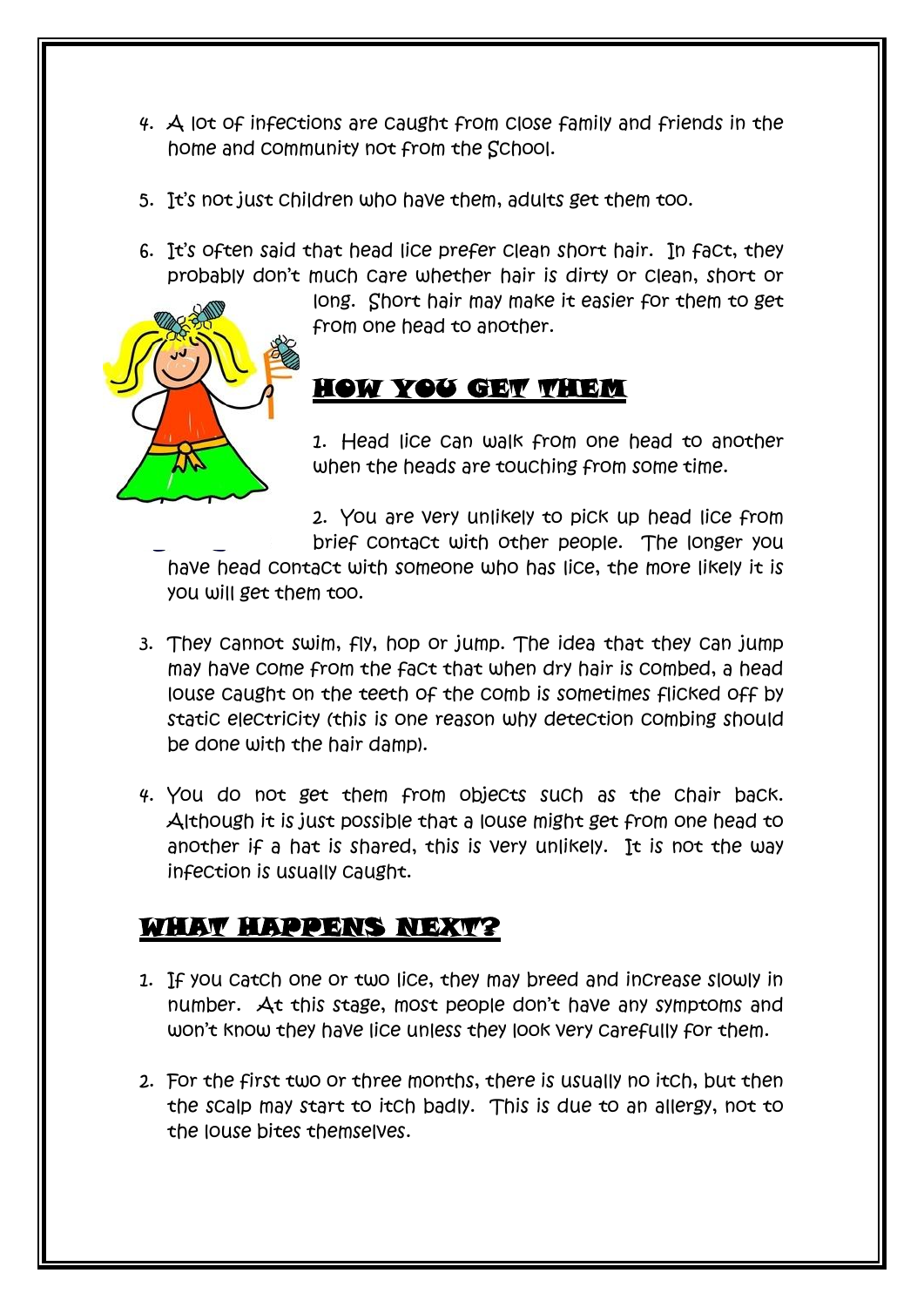4. A lot of infections are caught from close family and friends in the home and community not from the school.

5. It's not just children who have them, adults get them too.

6. It's often said that head lice prefer clean short hair. In fact, they probably don't much care whether hair is dirty or clean, short or long. Short hair may make it easier for them to get from one head to another.

## HOW YOU GET THEM

1. Head lice can walk from one head to another when the heads are touching from some time.

2. You are very unlikely to pick up head lice from brief contact with other people. The longer you have head contact with someone who has lice, the more likely it is you will get them too.

3. They cannot swim, fly, hop or jump. The idea that they can jump may have come from the fact that when dry hair is combed, a head louse caught on the teeth of the comb is sometimes flicked off by static electricity (this is one reason why detection combing should be done with the hair damp).

4. You do not get them from objects such as the chair back. Although it is just possible that a louse might get from one head to another if a hat is shared, this is very unlikely. It is not the way infection is usually caught.

## WHAT HAPPENS NEXT?

1. If you catch one or two lice, they may breed and increase slowly in number. At this stage, most people don't have any symptoms and won't know they have lice unless they look very carefully for them.

2. For the first two or three months, there is usually no itch, but then the scalp may start to itch badly. This is due to an allergy, not to the louse bites themselves.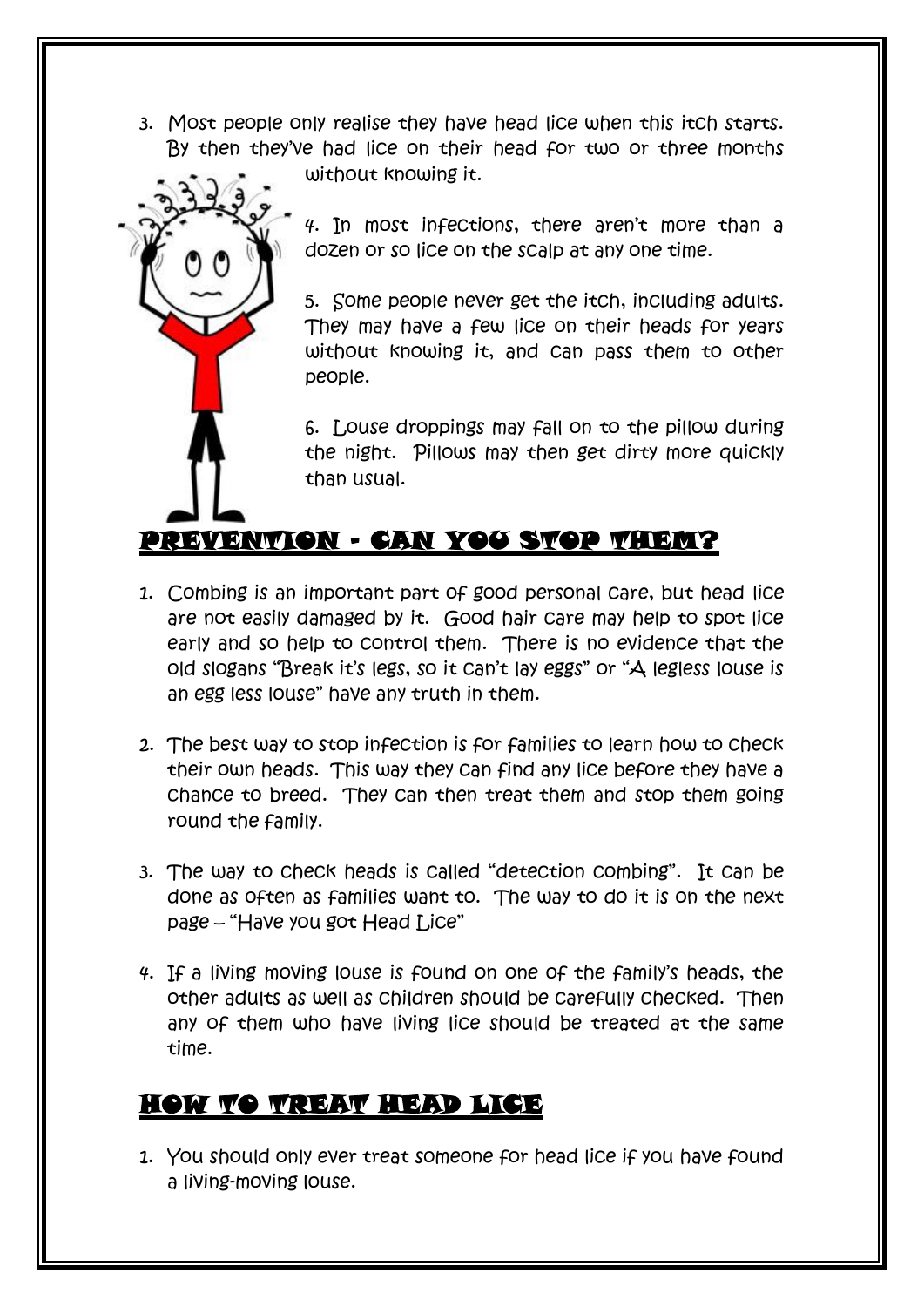3. Most people only realise they have head lice when this itch starts. By then they've had lice on their head for two or three months without knowing it.

4. In most infections, there aren't more than a dozen or so lice on the scalp at any one time.

5. Some people never get the itch, including adults. They may have a few lice on their heads for years without knowing it, and can pass them to other people.

6. Louse droppings may fall on to the pillow during the night. Pillows may then get dirty more quickly than usual.

## PREVENTION - CAN YOU STOP THEM?

1. Combing is an important part of good personal care, but head lice are not easily damaged by it. Good hair care may help to spot lice early and so help to control them. There is no evidence that the old slogans "Break it's legs, so it can't lay eggs" or "A legless louse is an egg less louse" have any truth in them.

2. The best way to stop infection is for families to learn how to check their own heads. This way they can find any lice before they have a chance to breed. They can then treat them and stop them going round the family.

3. The way to check heads is called "detection combing". It can be done as often as families want to. The way to do it is on the next page – "Have you got Head Lice"

4. If a living moving louse is found on one of the family's heads, the other adults as well as children should be carefully checked. Then any of them who have living lice should be treated at the same time.

## HOW TO TREAT HEAD LICE

1. You should only ever treat someone for head lice if you have found a living-moving louse.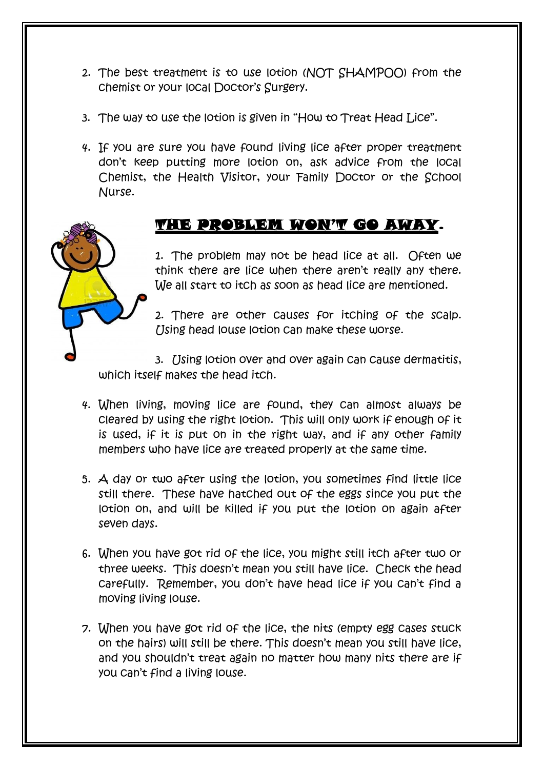2. The best treatment is to use lotion (NOT SHAMPOO) from the chemist or your local Doctor's Surgery.

3. The way to use the lotion is given in "How to Treat Head Lice".

4. If you are sure you have found living lice after proper treatment don't keep putting more lotion on, ask advice from the local Chemist, the Health Visitor, your Family Doctor or the School Nurse.

## THE PROBLEM WON'T GO AWAY.

1. The problem may not be head lice at all. Often we think there are lice when there aren't really any there. We all start to itch as soon as head lice are mentioned.

2. There are other causes for itching of the scalp. Using head louse lotion can make these worse.

3. Using lotion over and over again can cause dermatitis, which itself makes the head itch.

4. When living, moving lice are found, they can almost always be cleared by using the right lotion. This will only work if enough of it is used, if it is put on in the right way, and if any other family members who have lice are treated properly at the same time.

5. A day or two after using the lotion, you sometimes find little lice still there. These have hatched out of the eggs since you put the lotion on, and will be killed if you put the lotion on again after seven days.

6. When you have got rid of the lice, you might still itch after two or three weeks. This doesn't mean you still have lice. Check the head carefully. Remember, you don't have head lice if you can't find a moving living louse.

7. When you have got rid of the lice, the nits (empty egg cases stuck on the hairs) will still be there. This doesn't mean you still have lice, and you shouldn't treat again no matter how many nits there are if you can't find a living louse.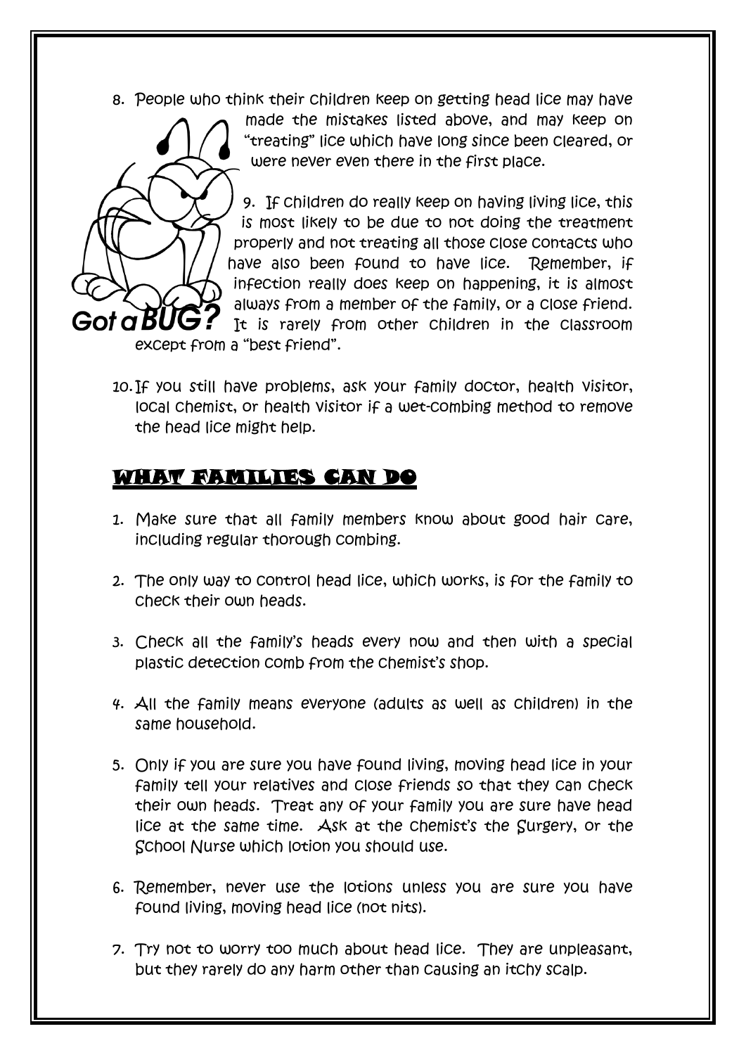8. People who think their children keep on getting head lice may have made the mistakes listed above, and may keep on "treating" lice which have long since been cleared, or were never even there in the first place.

9. If children do really keep on having living lice, this is most likely to be due to not doing the treatment properly and not treating all those close contacts who have also been found to have lice. Remember, if infection really does keep on happening, it is almost always from a member of the family, or a close friend. It is rarely from other children in the classroom except from a "best friend".

10. If you still have problems, ask your family doctor, health visitor, local chemist, or health visitor if a wet-combing method to remove the head lice might help.

## WHAT FAMILIES CAN DO

1. Make sure that all family members know about good hair care, including regular thorough combing.

2. The only way to control head lice, which works, is for the family to check their own heads.

3. Check all the family's heads every now and then with a special plastic detection comb from the chemist's shop.

4. All the family means everyone (adults as well as children) in the same household.

5. Only if you are sure you have found living, moving head lice in your family tell your relatives and close friends so that they can check their own heads. Treat any of your family you are sure have head lice at the same time. Ask at the chemist's the Surgery, or the School Nurse which lotion you should use.

6. Remember, never use the lotions unless you are sure you have found living, moving head lice (not nits).

7. Try not to worry too much about head lice. They are unpleasant, but they rarely do any harm other than causing an itchy scalp.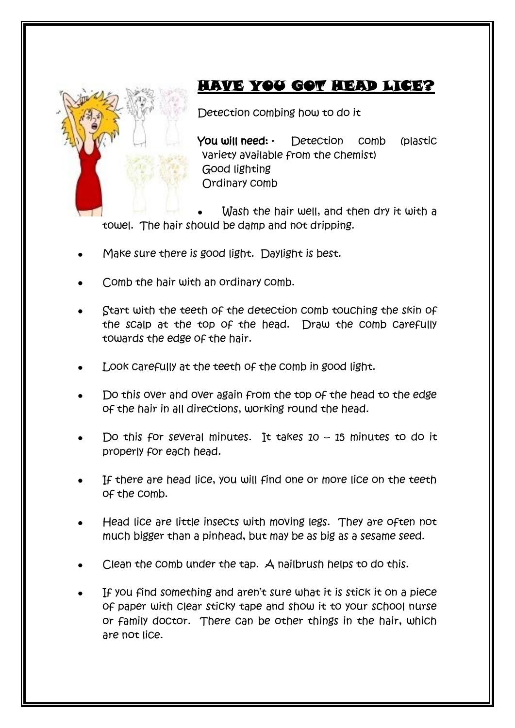## HAVE YOU GOT HEAD LICE?

Detection combing how to do it

**You will need: -** Detection comb (plastic variety available from the chemist)
Good lighting
Ordinary comb

- Wash the hair well, and then dry it with a towel. The hair should be damp and not dripping.
- Make sure there is good light. Daylight is best.
- Comb the hair with an ordinary comb.
- Start with the teeth of the detection comb touching the skin of the scalp at the top of the head. Draw the comb carefully towards the edge of the hair.
- Look carefully at the teeth of the comb in good light.
- Do this over and over again from the top of the head to the edge of the hair in all directions, working round the head.
- Do this for several minutes. It takes 10 – 15 minutes to do it properly for each head.
- If there are head lice, you will find one or more lice on the teeth of the comb.
- Head lice are little insects with moving legs. They are often not much bigger than a pinhead, but may be as big as a sesame seed.
- Clean the comb under the tap. A nailbrush helps to do this.
- If you find something and aren't sure what it is stick it on a piece of paper with clear sticky tape and show it to your school nurse or family doctor. There can be other things in the hair, which are not lice.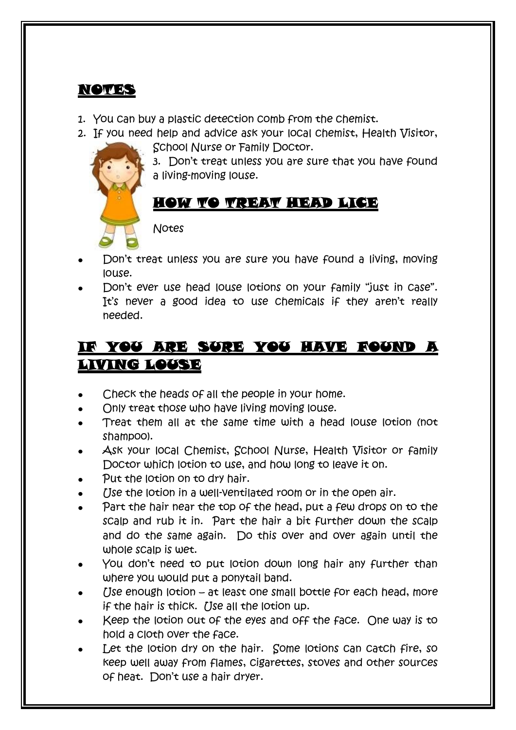## NOTES

1. You can buy a plastic detection comb from the chemist.
2. If you need help and advice ask your local chemist, Health Visitor, School Nurse or Family Doctor.
3. Don't treat unless you are sure that you have found a living-moving louse.

## HOW TO TREAT HEAD LICE

Notes

- Don't treat unless you are sure you have found a living, moving louse.
- Don't ever use head louse lotions on your family "just in case". It's never a good idea to use chemicals if they aren't really needed.

## IF YOU ARE SURE YOU HAVE FOUND A LIVING LOUSE

- Check the heads of all the people in your home.
- Only treat those who have living moving louse.
- Treat them all at the same time with a head louse lotion (not shampoo).
- Ask your local Chemist, School Nurse, Health Visitor or family Doctor which lotion to use, and how long to leave it on.
- Put the lotion on to dry hair.
- Use the lotion in a well-ventilated room or in the open air.
- Part the hair near the top of the head, put a few drops on to the scalp and rub it in. Part the hair a bit further down the scalp and do the same again. Do this over and over again until the whole scalp is wet.
- You don't need to put lotion down long hair any further than where you would put a ponytail band.
- Use enough lotion – at least one small bottle for each head, more if the hair is thick. Use all the lotion up.
- Keep the lotion out of the eyes and off the face. One way is to hold a cloth over the face.
- Let the lotion dry on the hair. Some lotions can catch fire, so keep well away from flames, cigarettes, stoves and other sources of heat. Don't use a hair dryer.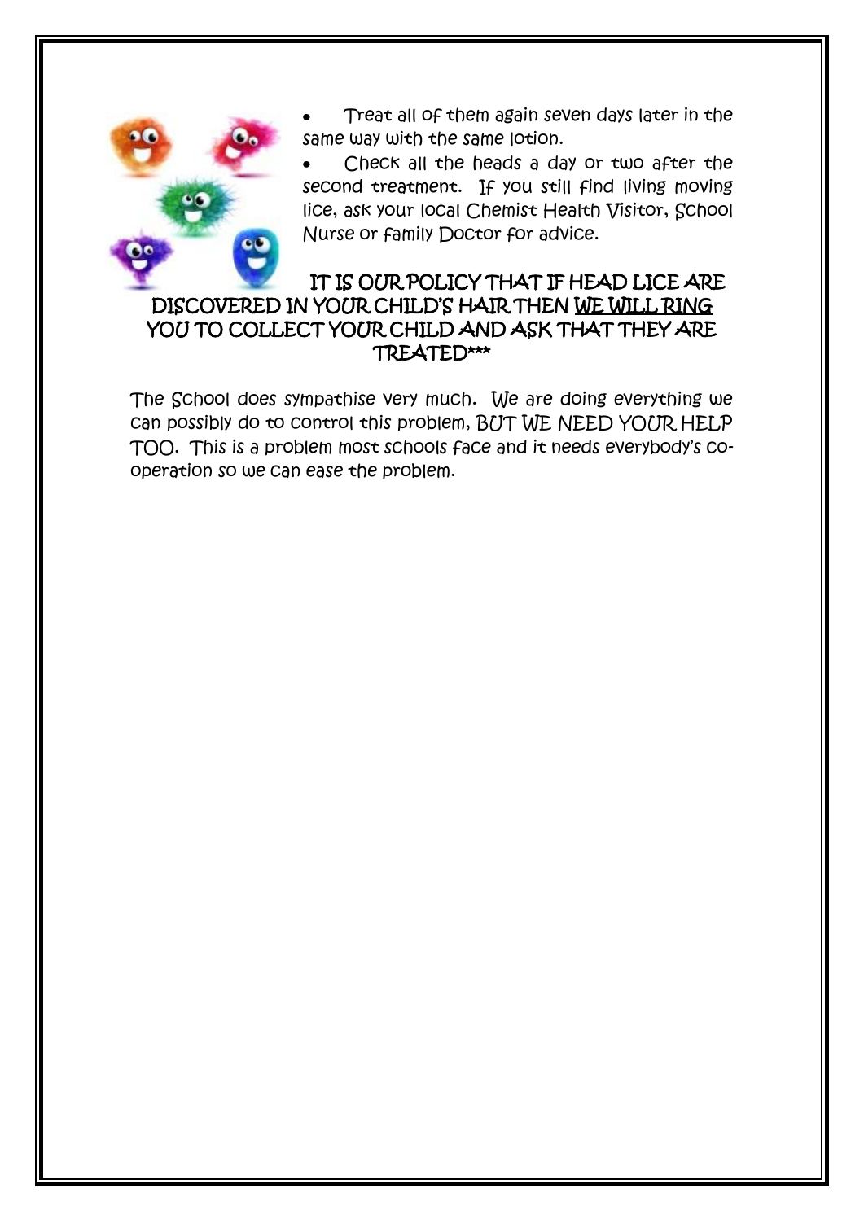- Treat all of them again seven days later in the same way with the same lotion.
- Check all the heads a day or two after the second treatment. If you still find living moving lice, ask your local Chemist Health Visitor, School Nurse or family Doctor for advice.

IT IS OUR POLICY THAT IF HEAD LICE ARE DISCOVERED IN YOUR CHILD'S HAIR THEN <u>WE WILL RING</u> YOU TO COLLECT YOUR CHILD AND ASK THAT THEY ARE TREATED***

The School does sympathise very much. We are doing everything we can possibly do to control this problem, BUT WE NEED YOUR HELP TOO. This is a problem most schools face and it needs everybody's co-operation so we can ease the problem.